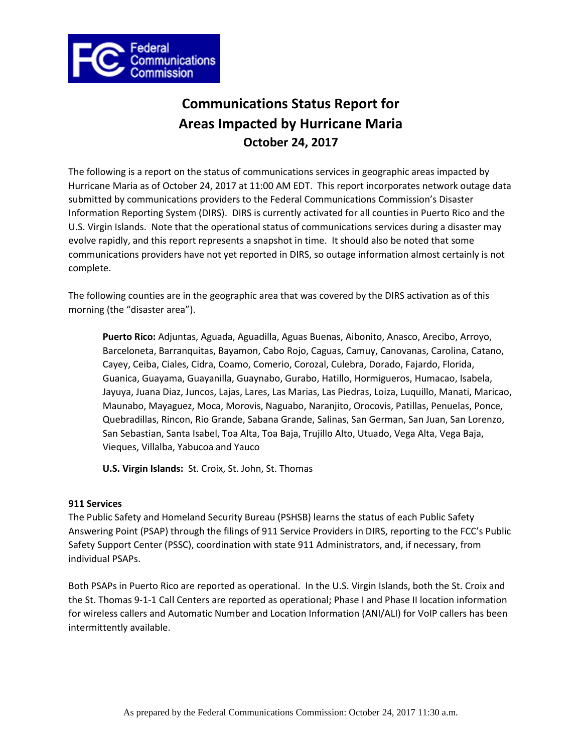# Communications Status Report for Areas Impacted by Hurricane Maria
## October 24, 2017

The following is a report on the status of communications services in geographic areas impacted by Hurricane Maria as of October 24, 2017 at 11:00 AM EDT. This report incorporates network outage data submitted by communications providers to the Federal Communications Commission's Disaster Information Reporting System (DIRS). DIRS is currently activated for all counties in Puerto Rico and the U.S. Virgin Islands. Note that the operational status of communications services during a disaster may evolve rapidly, and this report represents a snapshot in time. It should also be noted that some communications providers have not yet reported in DIRS, so outage information almost certainly is not complete.

The following counties are in the geographic area that was covered by the DIRS activation as of this morning (the "disaster area").

**Puerto Rico:** Adjuntas, Aguada, Aguadilla, Aguas Buenas, Aibonito, Anasco, Arecibo, Arroyo, Barceloneta, Barranquitas, Bayamon, Cabo Rojo, Caguas, Camuy, Canovanas, Carolina, Catano, Cayey, Ceiba, Ciales, Cidra, Coamo, Comerio, Corozal, Culebra, Dorado, Fajardo, Florida, Guanica, Guayama, Guayanilla, Guaynabo, Gurabo, Hatillo, Hormigueros, Humacao, Isabela, Jayuya, Juana Diaz, Juncos, Lajas, Lares, Las Marias, Las Piedras, Loiza, Luquillo, Manati, Maricao, Maunabo, Mayaguez, Moca, Morovis, Naguabo, Naranjito, Orocovis, Patillas, Penuelas, Ponce, Quebradillas, Rincon, Rio Grande, Sabana Grande, Salinas, San German, San Juan, San Lorenzo, San Sebastian, Santa Isabel, Toa Alta, Toa Baja, Trujillo Alto, Utuado, Vega Alta, Vega Baja, Vieques, Villalba, Yabucoa and Yauco

**U.S. Virgin Islands:** St. Croix, St. John, St. Thomas

### 911 Services

The Public Safety and Homeland Security Bureau (PSHSB) learns the status of each Public Safety Answering Point (PSAP) through the filings of 911 Service Providers in DIRS, reporting to the FCC's Public Safety Support Center (PSSC), coordination with state 911 Administrators, and, if necessary, from individual PSAPs.

Both PSAPs in Puerto Rico are reported as operational. In the U.S. Virgin Islands, both the St. Croix and the St. Thomas 9-1-1 Call Centers are reported as operational; Phase I and Phase II location information for wireless callers and Automatic Number and Location Information (ANI/ALI) for VoIP callers has been intermittently available.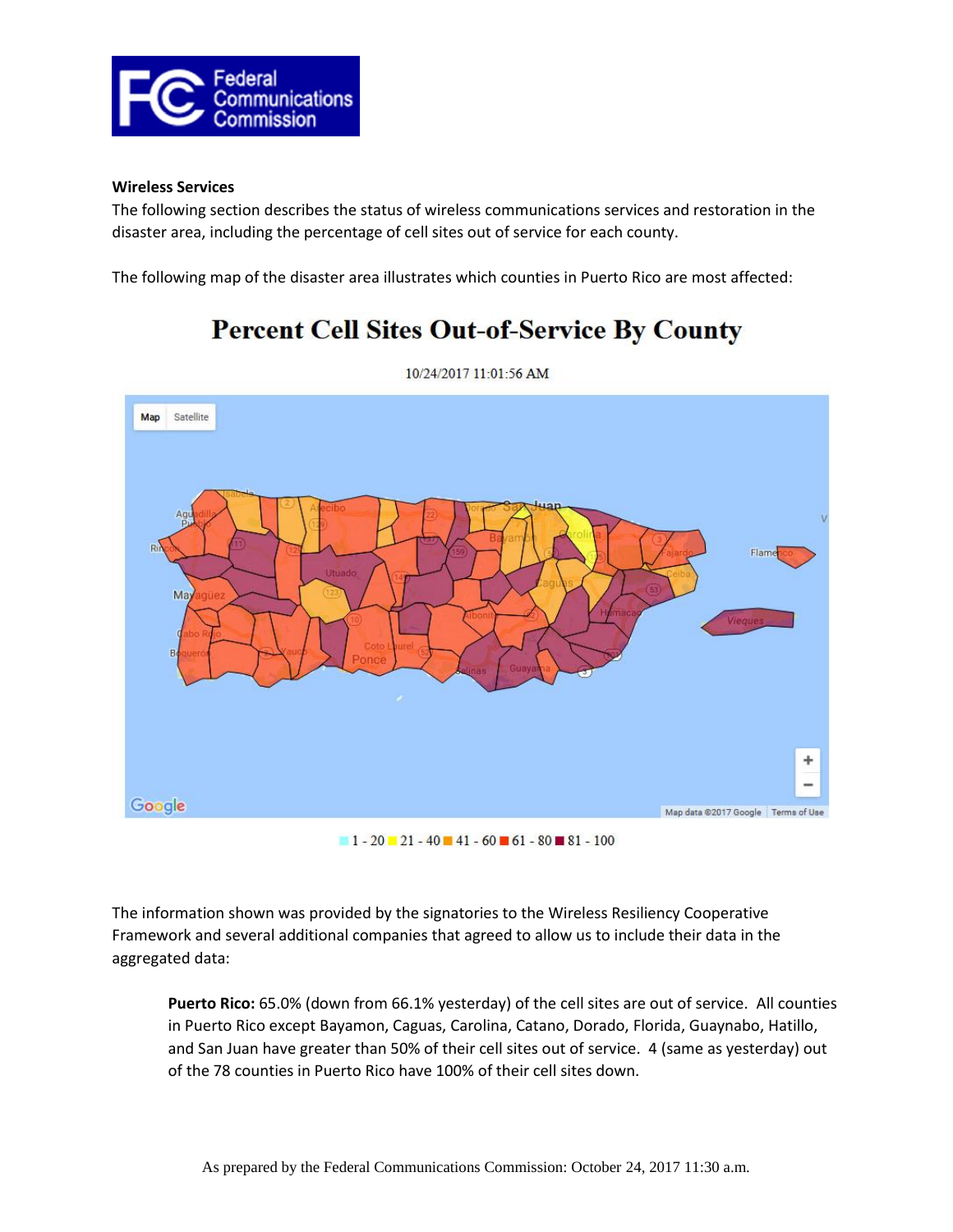**Wireless Services**

The following section describes the status of wireless communications services and restoration in the disaster area, including the percentage of cell sites out of service for each county.

The following map of the disaster area illustrates which counties in Puerto Rico are most affected:

# Percent Cell Sites Out-of-Service By County

10/24/2017 11:01:56 AM

1 - 20 21 - 40 41 - 60 61 - 80 81 - 100

The information shown was provided by the signatories to the Wireless Resiliency Cooperative Framework and several additional companies that agreed to allow us to include their data in the aggregated data:

> **Puerto Rico:** 65.0% (down from 66.1% yesterday) of the cell sites are out of service. All counties in Puerto Rico except Bayamon, Caguas, Carolina, Catano, Dorado, Florida, Guaynabo, Hatillo, and San Juan have greater than 50% of their cell sites out of service. 4 (same as yesterday) out of the 78 counties in Puerto Rico have 100% of their cell sites down.

As prepared by the Federal Communications Commission: October 24, 2017 11:30 a.m.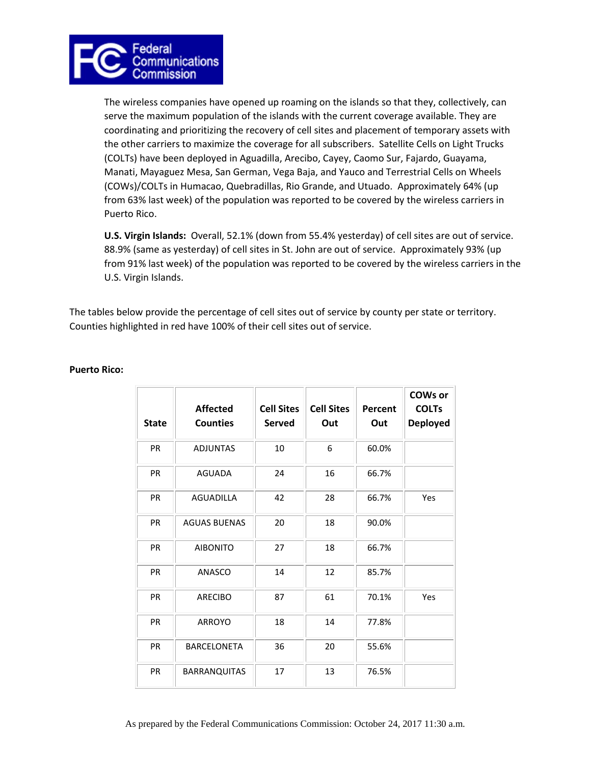The wireless companies have opened up roaming on the islands so that they, collectively, can serve the maximum population of the islands with the current coverage available. They are coordinating and prioritizing the recovery of cell sites and placement of temporary assets with the other carriers to maximize the coverage for all subscribers. Satellite Cells on Light Trucks (COLTs) have been deployed in Aguadilla, Arecibo, Cayey, Caomo Sur, Fajardo, Guayama, Manati, Mayaguez Mesa, San German, Vega Baja, and Yauco and Terrestrial Cells on Wheels (COWs)/COLTs in Humacao, Quebradillas, Rio Grande, and Utuado. Approximately 64% (up from 63% last week) of the population was reported to be covered by the wireless carriers in Puerto Rico.

**U.S. Virgin Islands:** Overall, 52.1% (down from 55.4% yesterday) of cell sites are out of service. 88.9% (same as yesterday) of cell sites in St. John are out of service. Approximately 93% (up from 91% last week) of the population was reported to be covered by the wireless carriers in the U.S. Virgin Islands.

The tables below provide the percentage of cell sites out of service by county per state or territory. Counties highlighted in red have 100% of their cell sites out of service.

**Puerto Rico:**

| State | Affected Counties | Cell Sites Served | Cell Sites Out | Percent Out | COWs or COLTs Deployed |
|---|---|---|---|---|---|
| PR | ADJUNTAS | 10 | 6 | 60.0% | |
| PR | AGUADA | 24 | 16 | 66.7% | |
| PR | AGUADILLA | 42 | 28 | 66.7% | Yes |
| PR | AGUAS BUENAS | 20 | 18 | 90.0% | |
| PR | AIBONITO | 27 | 18 | 66.7% | |
| PR | ANASCO | 14 | 12 | 85.7% | |
| PR | ARECIBO | 87 | 61 | 70.1% | Yes |
| PR | ARROYO | 18 | 14 | 77.8% | |
| PR | BARCELONETA | 36 | 20 | 55.6% | |
| PR | BARRANQUITAS | 17 | 13 | 76.5% | |

As prepared by the Federal Communications Commission: October 24, 2017 11:30 a.m.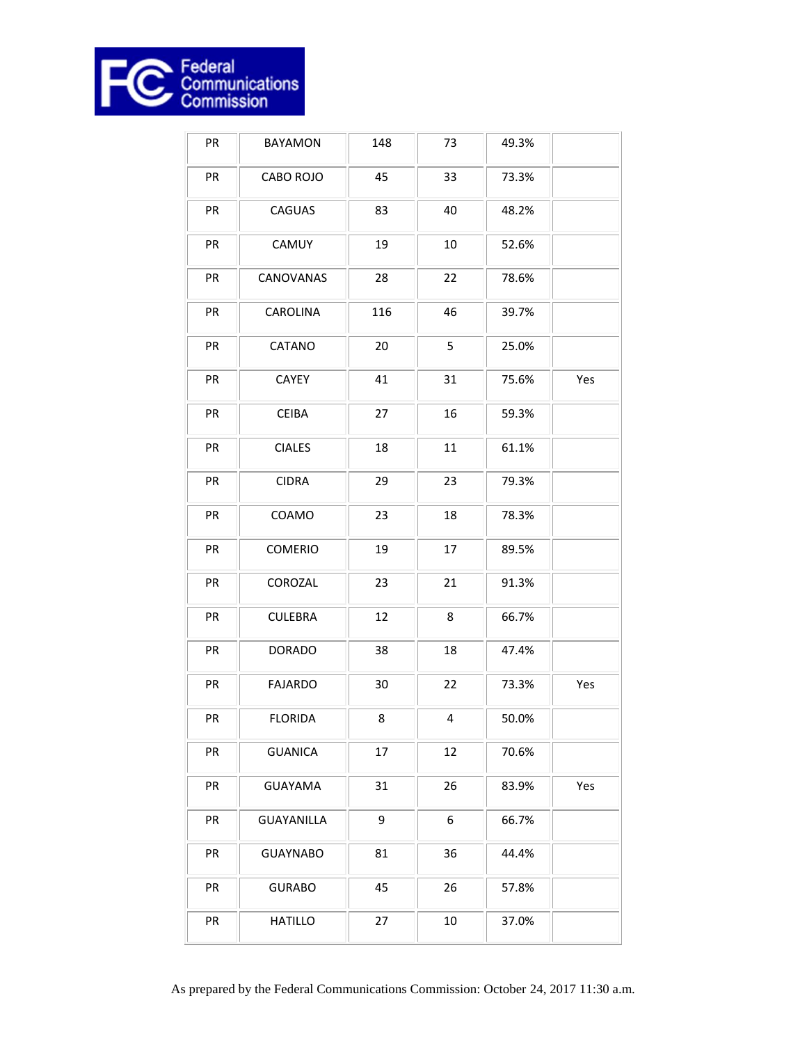| | | | | | |
|---|---|---|---|---|---|
| PR | BAYAMON | 148 | 73 | 49.3% | |
| PR | CABO ROJO | 45 | 33 | 73.3% | |
| PR | CAGUAS | 83 | 40 | 48.2% | |
| PR | CAMUY | 19 | 10 | 52.6% | |
| PR | CANOVANAS | 28 | 22 | 78.6% | |
| PR | CAROLINA | 116 | 46 | 39.7% | |
| PR | CATANO | 20 | 5 | 25.0% | |
| PR | CAYEY | 41 | 31 | 75.6% | Yes |
| PR | CEIBA | 27 | 16 | 59.3% | |
| PR | CIALES | 18 | 11 | 61.1% | |
| PR | CIDRA | 29 | 23 | 79.3% | |
| PR | COAMO | 23 | 18 | 78.3% | |
| PR | COMERIO | 19 | 17 | 89.5% | |
| PR | COROZAL | 23 | 21 | 91.3% | |
| PR | CULEBRA | 12 | 8 | 66.7% | |
| PR | DORADO | 38 | 18 | 47.4% | |
| PR | FAJARDO | 30 | 22 | 73.3% | Yes |
| PR | FLORIDA | 8 | 4 | 50.0% | |
| PR | GUANICA | 17 | 12 | 70.6% | |
| PR | GUAYAMA | 31 | 26 | 83.9% | Yes |
| PR | GUAYANILLA | 9 | 6 | 66.7% | |
| PR | GUAYNABO | 81 | 36 | 44.4% | |
| PR | GURABO | 45 | 26 | 57.8% | |
| PR | HATILLO | 27 | 10 | 37.0% | |

As prepared by the Federal Communications Commission: October 24, 2017 11:30 a.m.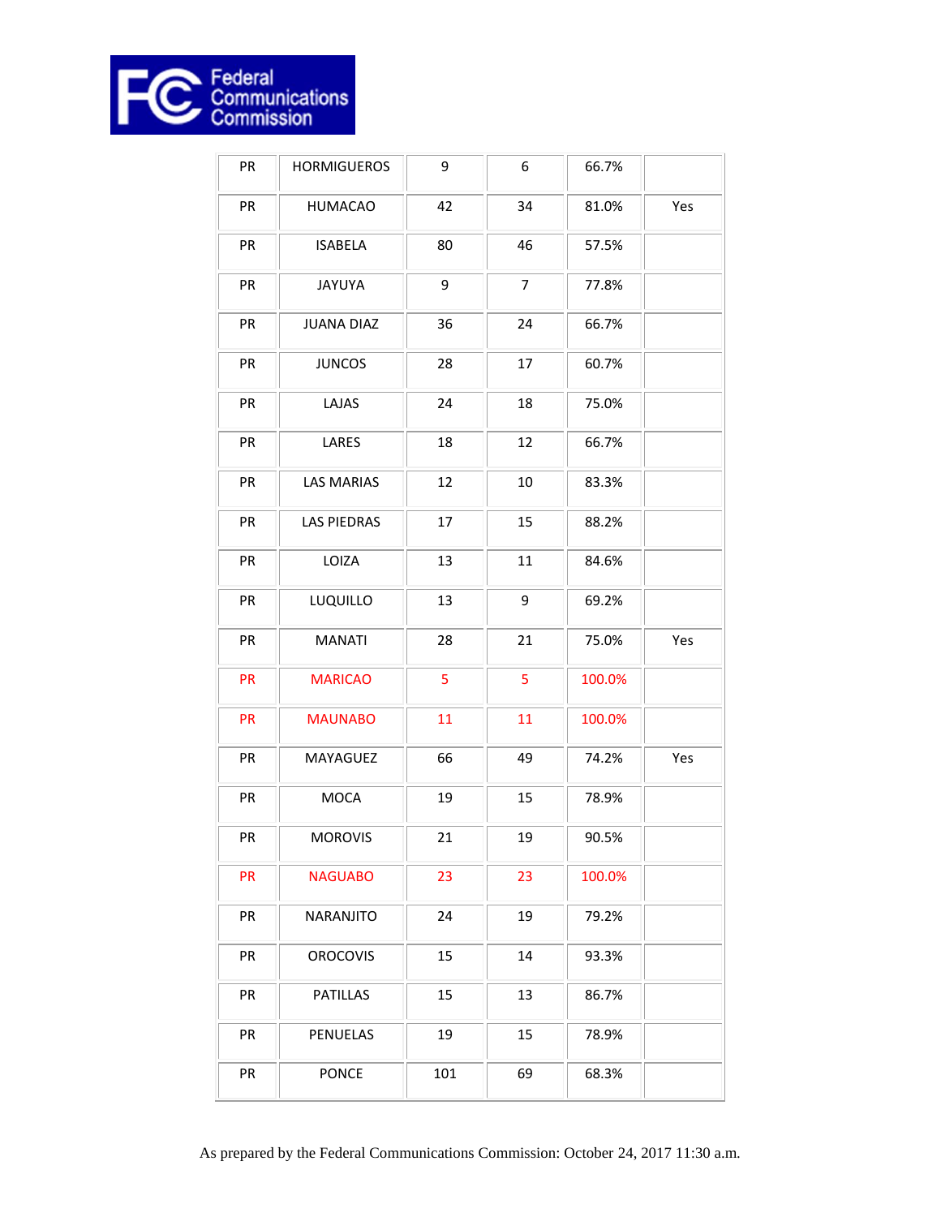| PR | HORMIGUEROS | 9 | 6 | 66.7% | |
|---|---|---|---|---|---|
| PR | HUMACAO | 42 | 34 | 81.0% | Yes |
| PR | ISABELA | 80 | 46 | 57.5% | |
| PR | JAYUYA | 9 | 7 | 77.8% | |
| PR | JUANA DIAZ | 36 | 24 | 66.7% | |
| PR | JUNCOS | 28 | 17 | 60.7% | |
| PR | LAJAS | 24 | 18 | 75.0% | |
| PR | LARES | 18 | 12 | 66.7% | |
| PR | LAS MARIAS | 12 | 10 | 83.3% | |
| PR | LAS PIEDRAS | 17 | 15 | 88.2% | |
| PR | LOIZA | 13 | 11 | 84.6% | |
| PR | LUQUILLO | 13 | 9 | 69.2% | |
| PR | MANATI | 28 | 21 | 75.0% | Yes |
| PR | MARICAO | 5 | 5 | 100.0% | |
| PR | MAUNABO | 11 | 11 | 100.0% | |
| PR | MAYAGUEZ | 66 | 49 | 74.2% | Yes |
| PR | MOCA | 19 | 15 | 78.9% | |
| PR | MOROVIS | 21 | 19 | 90.5% | |
| PR | NAGUABO | 23 | 23 | 100.0% | |
| PR | NARANJITO | 24 | 19 | 79.2% | |
| PR | OROCOVIS | 15 | 14 | 93.3% | |
| PR | PATILLAS | 15 | 13 | 86.7% | |
| PR | PENUELAS | 19 | 15 | 78.9% | |
| PR | PONCE | 101 | 69 | 68.3% | |

As prepared by the Federal Communications Commission: October 24, 2017 11:30 a.m.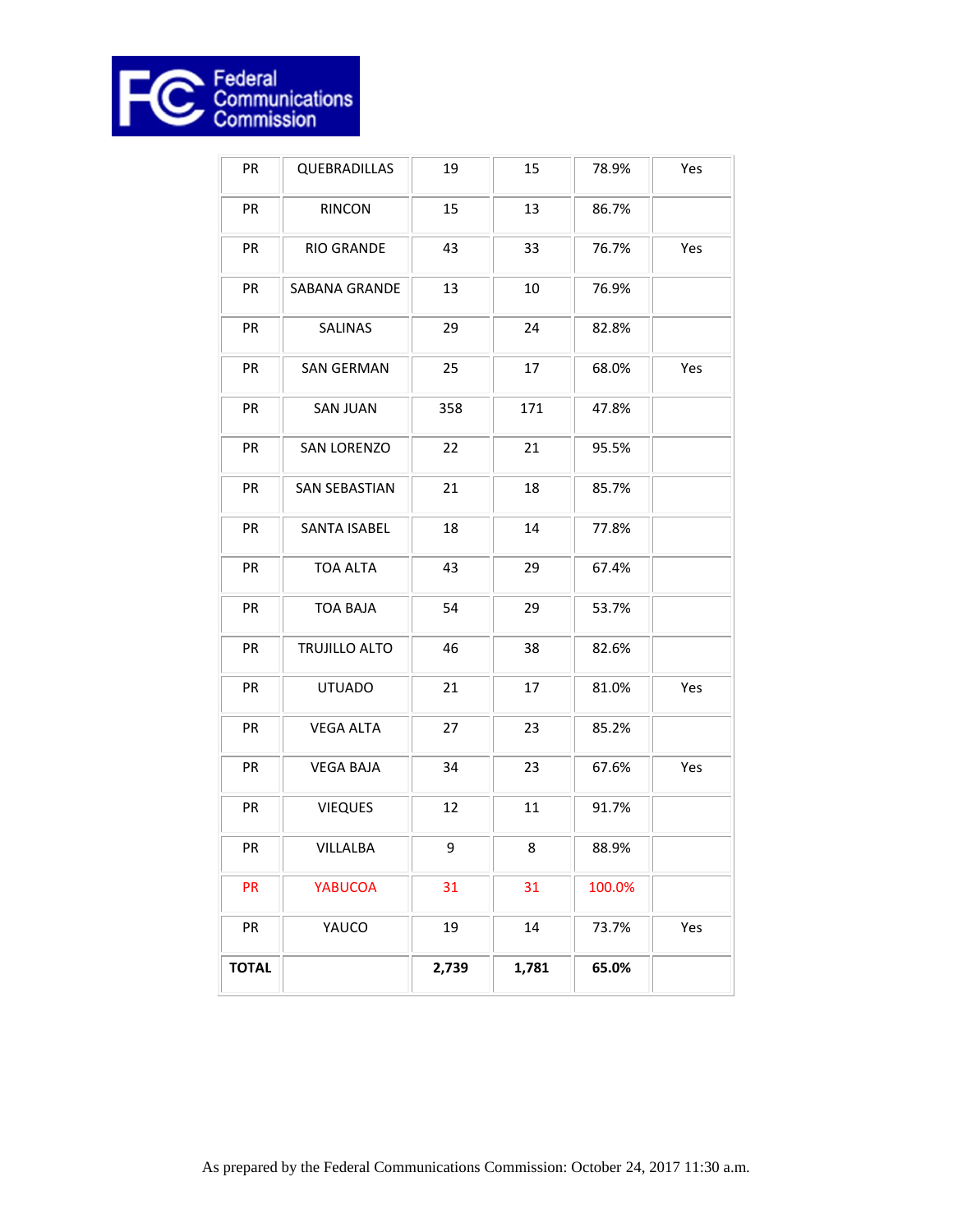| | | | | | |
|---|---|---|---|---|---|
| PR | QUEBRADILLAS | 19 | 15 | 78.9% | Yes |
| PR | RINCON | 15 | 13 | 86.7% | |
| PR | RIO GRANDE | 43 | 33 | 76.7% | Yes |
| PR | SABANA GRANDE | 13 | 10 | 76.9% | |
| PR | SALINAS | 29 | 24 | 82.8% | |
| PR | SAN GERMAN | 25 | 17 | 68.0% | Yes |
| PR | SAN JUAN | 358 | 171 | 47.8% | |
| PR | SAN LORENZO | 22 | 21 | 95.5% | |
| PR | SAN SEBASTIAN | 21 | 18 | 85.7% | |
| PR | SANTA ISABEL | 18 | 14 | 77.8% | |
| PR | TOA ALTA | 43 | 29 | 67.4% | |
| PR | TOA BAJA | 54 | 29 | 53.7% | |
| PR | TRUJILLO ALTO | 46 | 38 | 82.6% | |
| PR | UTUADO | 21 | 17 | 81.0% | Yes |
| PR | VEGA ALTA | 27 | 23 | 85.2% | |
| PR | VEGA BAJA | 34 | 23 | 67.6% | Yes |
| PR | VIEQUES | 12 | 11 | 91.7% | |
| PR | VILLALBA | 9 | 8 | 88.9% | |
| PR | YABUCOA | 31 | 31 | 100.0% | |
| PR | YAUCO | 19 | 14 | 73.7% | Yes |
| **TOTAL** | | **2,739** | **1,781** | **65.0%** | |

As prepared by the Federal Communications Commission: October 24, 2017 11:30 a.m.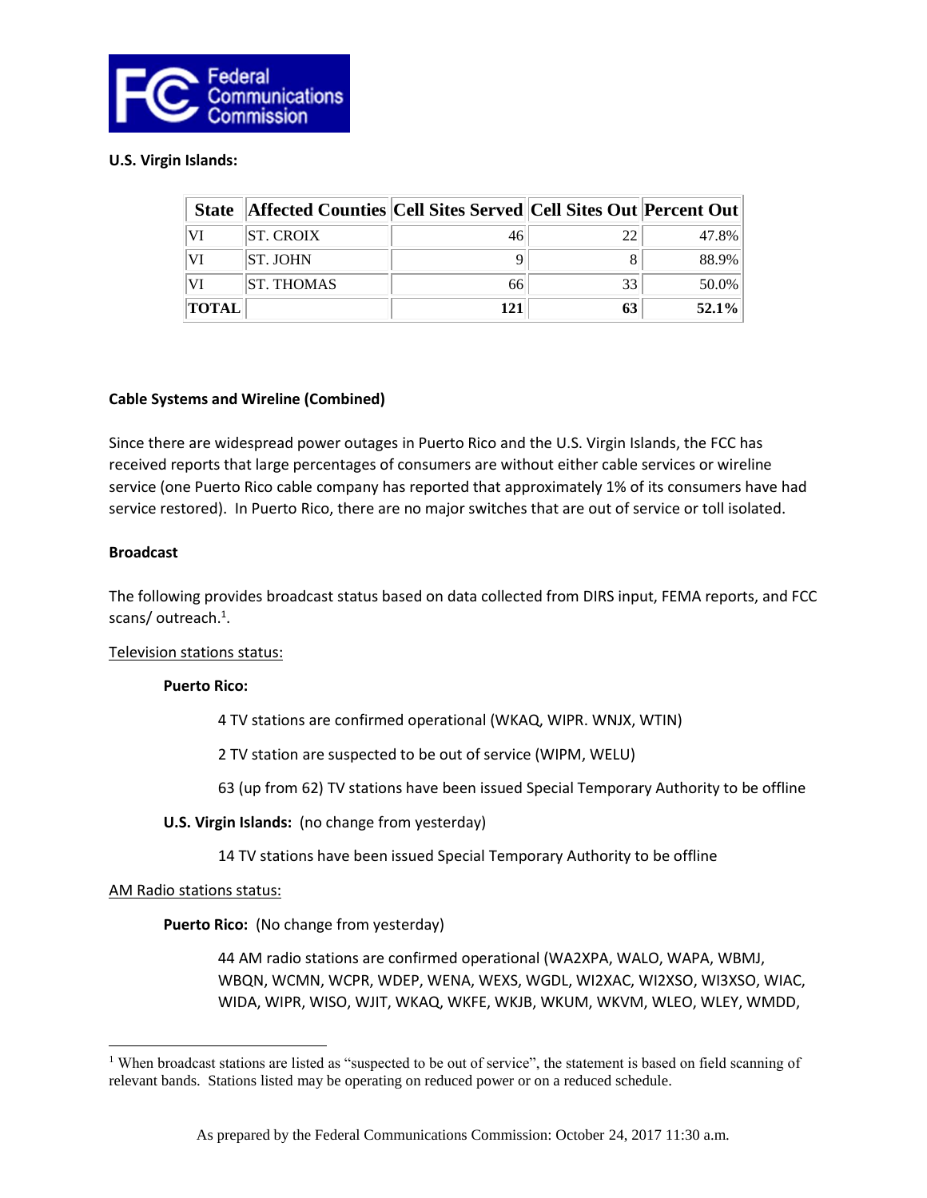**U.S. Virgin Islands:**

| State | Affected Counties | Cell Sites Served | Cell Sites Out | Percent Out |
|---|---|---|---|---|
| VI | ST. CROIX | 46 | 22 | 47.8% |
| VI | ST. JOHN | 9 | 8 | 88.9% |
| VI | ST. THOMAS | 66 | 33 | 50.0% |
| **TOTAL** | | **121** | **63** | **52.1%** |

**Cable Systems and Wireline (Combined)**

Since there are widespread power outages in Puerto Rico and the U.S. Virgin Islands, the FCC has received reports that large percentages of consumers are without either cable services or wireline service (one Puerto Rico cable company has reported that approximately 1% of its consumers have had service restored). In Puerto Rico, there are no major switches that are out of service or toll isolated.

**Broadcast**

The following provides broadcast status based on data collected from DIRS input, FEMA reports, and FCC scans/ outreach.[1].

Television stations status:

**Puerto Rico:**

4 TV stations are confirmed operational (WKAQ, WIPR. WNJX, WTIN)

2 TV station are suspected to be out of service (WIPM, WELU)

63 (up from 62) TV stations have been issued Special Temporary Authority to be offline

**U.S. Virgin Islands:** (no change from yesterday)

14 TV stations have been issued Special Temporary Authority to be offline

AM Radio stations status:

**Puerto Rico:** (No change from yesterday)

44 AM radio stations are confirmed operational (WA2XPA, WALO, WAPA, WBMJ, WBQN, WCMN, WCPR, WDEP, WENA, WEXS, WGDL, WI2XAC, WI2XSO, WI3XSO, WIAC, WIDA, WIPR, WISO, WJIT, WKAQ, WKFE, WKJB, WKUM, WKVM, WLEO, WLEY, WMDD,

[1] When broadcast stations are listed as "suspected to be out of service", the statement is based on field scanning of relevant bands. Stations listed may be operating on reduced power or on a reduced schedule.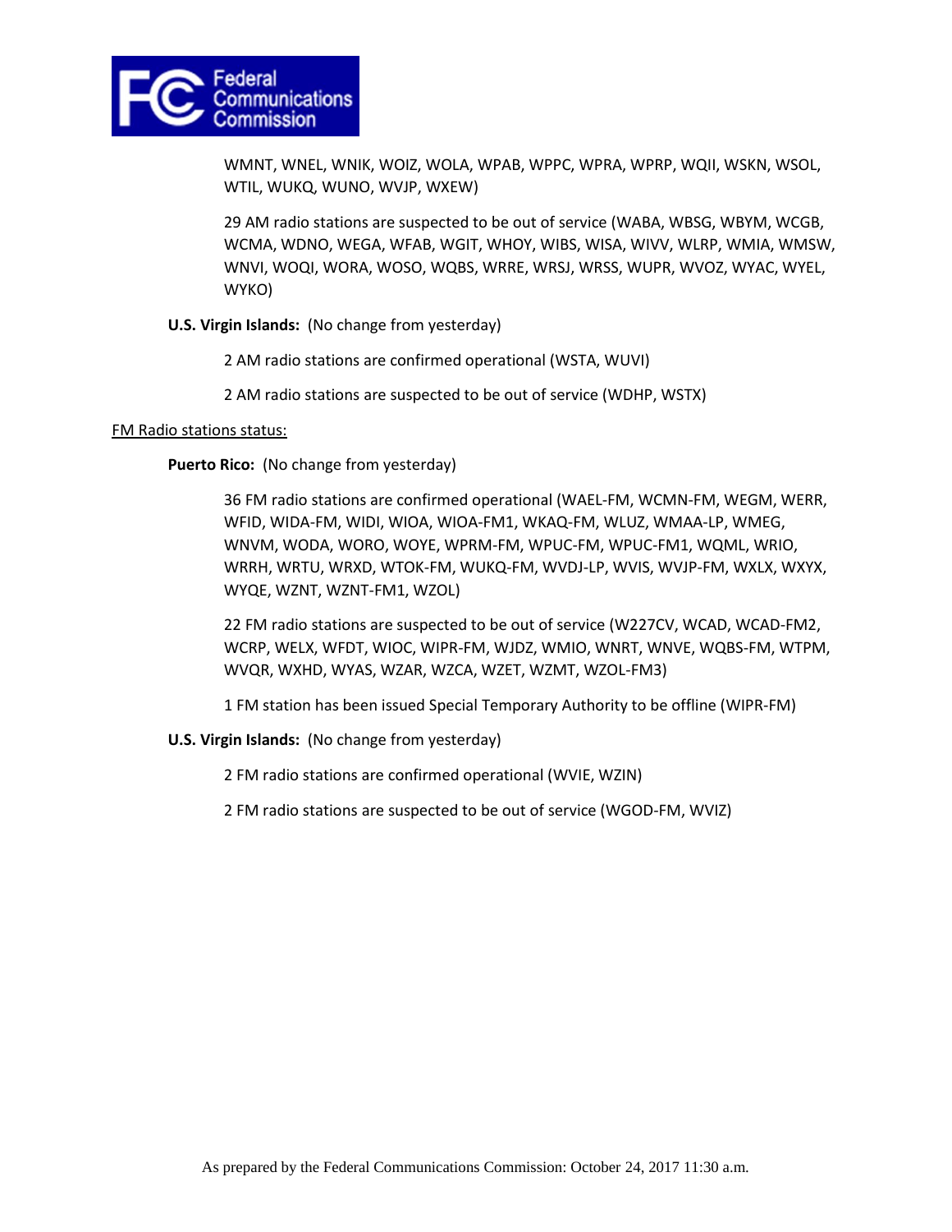WMNT, WNEL, WNIK, WOIZ, WOLA, WPAB, WPPC, WPRA, WPRP, WQII, WSKN, WSOL, WTIL, WUKQ, WUNO, WVJP, WXEW)

29 AM radio stations are suspected to be out of service (WABA, WBSG, WBYM, WCGB, WCMA, WDNO, WEGA, WFAB, WGIT, WHOY, WIBS, WISA, WIVV, WLRP, WMIA, WMSW, WNVI, WOQI, WORA, WOSO, WQBS, WRRE, WRSJ, WRSS, WUPR, WVOZ, WYAC, WYEL, WYKO)

**U.S. Virgin Islands:** (No change from yesterday)

2 AM radio stations are confirmed operational (WSTA, WUVI)

2 AM radio stations are suspected to be out of service (WDHP, WSTX)

FM Radio stations status:

**Puerto Rico:** (No change from yesterday)

36 FM radio stations are confirmed operational (WAEL-FM, WCMN-FM, WEGM, WERR, WFID, WIDA-FM, WIDI, WIOA, WIOA-FM1, WKAQ-FM, WLUZ, WMAA-LP, WMEG, WNVM, WODA, WORO, WOYE, WPRM-FM, WPUC-FM, WPUC-FM1, WQML, WRIO, WRRH, WRTU, WRXD, WTOK-FM, WUKQ-FM, WVDJ-LP, WVIS, WVJP-FM, WXLX, WXYX, WYQE, WZNT, WZNT-FM1, WZOL)

22 FM radio stations are suspected to be out of service (W227CV, WCAD, WCAD-FM2, WCRP, WELX, WFDT, WIOC, WIPR-FM, WJDZ, WMIO, WNRT, WNVE, WQBS-FM, WTPM, WVQR, WXHD, WYAS, WZAR, WZCA, WZET, WZMT, WZOL-FM3)

1 FM station has been issued Special Temporary Authority to be offline (WIPR-FM)

**U.S. Virgin Islands:** (No change from yesterday)

2 FM radio stations are confirmed operational (WVIE, WZIN)

2 FM radio stations are suspected to be out of service (WGOD-FM, WVIZ)

As prepared by the Federal Communications Commission: October 24, 2017 11:30 a.m.